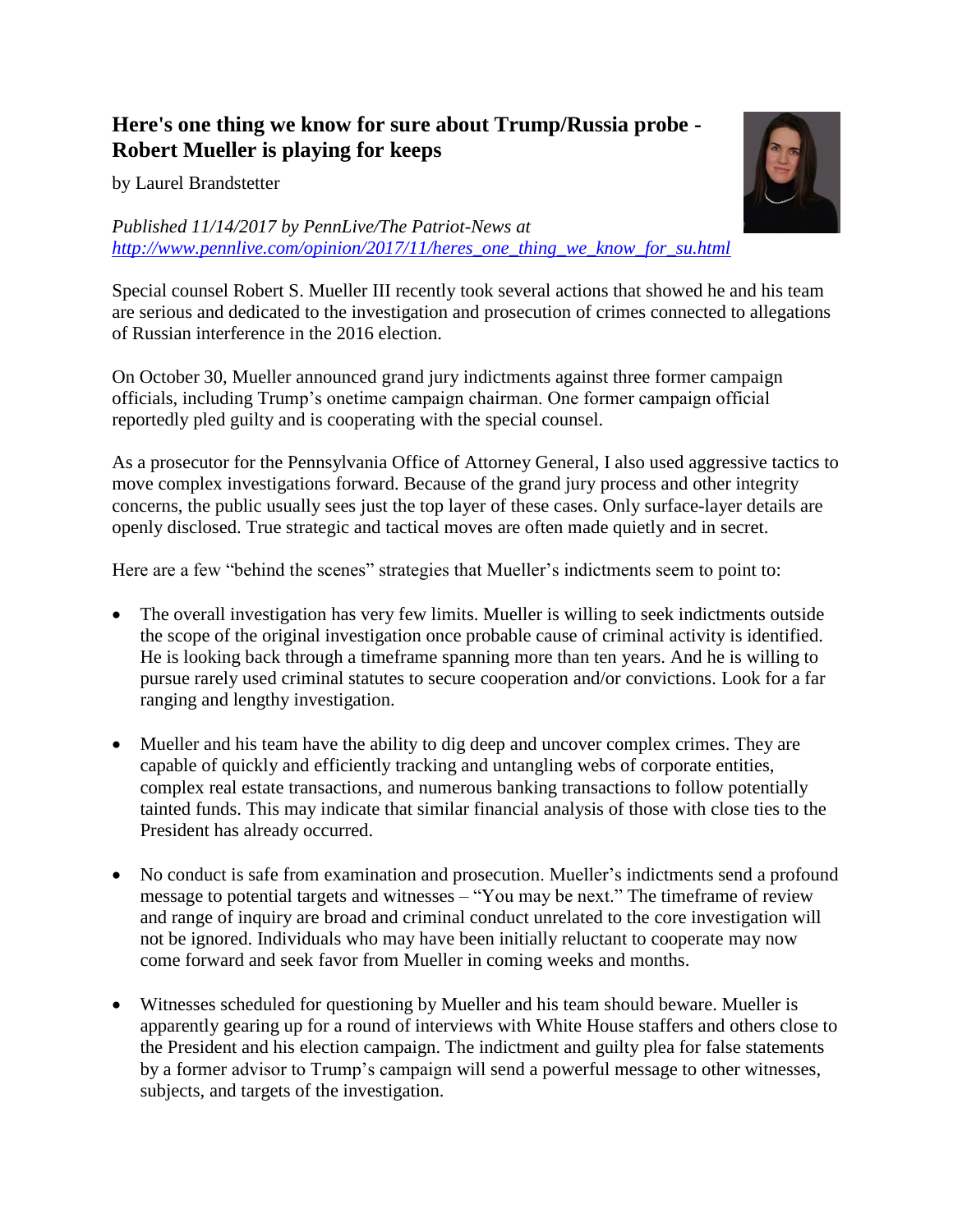# Here's one thing we know for sure about Trump/Russia probe - Robert Mueller is playing for keeps

by Laurel Brandstetter

*Published 11/14/2017 by PennLive/The Patriot-News at [http://www.pennlive.com/opinion/2017/11/heres_one_thing_we_know_for_su.html](http://www.pennlive.com/opinion/2017/11/heres_one_thing_we_know_for_su.html)*

Special counsel Robert S. Mueller III recently took several actions that showed he and his team are serious and dedicated to the investigation and prosecution of crimes connected to allegations of Russian interference in the 2016 election.

On October 30, Mueller announced grand jury indictments against three former campaign officials, including Trump's onetime campaign chairman. One former campaign official reportedly pled guilty and is cooperating with the special counsel.

As a prosecutor for the Pennsylvania Office of Attorney General, I also used aggressive tactics to move complex investigations forward. Because of the grand jury process and other integrity concerns, the public usually sees just the top layer of these cases. Only surface-layer details are openly disclosed. True strategic and tactical moves are often made quietly and in secret.

Here are a few "behind the scenes" strategies that Mueller's indictments seem to point to:

- The overall investigation has very few limits. Mueller is willing to seek indictments outside the scope of the original investigation once probable cause of criminal activity is identified. He is looking back through a timeframe spanning more than ten years. And he is willing to pursue rarely used criminal statutes to secure cooperation and/or convictions. Look for a far ranging and lengthy investigation.

- Mueller and his team have the ability to dig deep and uncover complex crimes. They are capable of quickly and efficiently tracking and untangling webs of corporate entities, complex real estate transactions, and numerous banking transactions to follow potentially tainted funds. This may indicate that similar financial analysis of those with close ties to the President has already occurred.

- No conduct is safe from examination and prosecution. Mueller's indictments send a profound message to potential targets and witnesses – "You may be next." The timeframe of review and range of inquiry are broad and criminal conduct unrelated to the core investigation will not be ignored. Individuals who may have been initially reluctant to cooperate may now come forward and seek favor from Mueller in coming weeks and months.

- Witnesses scheduled for questioning by Mueller and his team should beware. Mueller is apparently gearing up for a round of interviews with White House staffers and others close to the President and his election campaign. The indictment and guilty plea for false statements by a former advisor to Trump's campaign will send a powerful message to other witnesses, subjects, and targets of the investigation.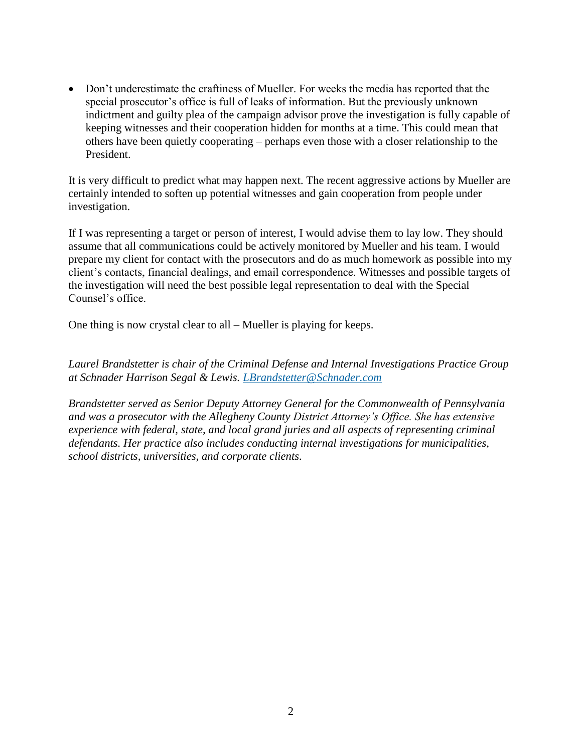- Don't underestimate the craftiness of Mueller. For weeks the media has reported that the special prosecutor's office is full of leaks of information. But the previously unknown indictment and guilty plea of the campaign advisor prove the investigation is fully capable of keeping witnesses and their cooperation hidden for months at a time. This could mean that others have been quietly cooperating – perhaps even those with a closer relationship to the President.

It is very difficult to predict what may happen next. The recent aggressive actions by Mueller are certainly intended to soften up potential witnesses and gain cooperation from people under investigation.

If I was representing a target or person of interest, I would advise them to lay low. They should assume that all communications could be actively monitored by Mueller and his team. I would prepare my client for contact with the prosecutors and do as much homework as possible into my client's contacts, financial dealings, and email correspondence. Witnesses and possible targets of the investigation will need the best possible legal representation to deal with the Special Counsel's office.

One thing is now crystal clear to all – Mueller is playing for keeps.

*Laurel Brandstetter is chair of the Criminal Defense and Internal Investigations Practice Group at Schnader Harrison Segal & Lewis. [LBrandstetter@Schnader.com](mailto:LBrandstetter@Schnader.com)*

*Brandstetter served as Senior Deputy Attorney General for the Commonwealth of Pennsylvania and was a prosecutor with the Allegheny County District Attorney's Office. She has extensive experience with federal, state, and local grand juries and all aspects of representing criminal defendants. Her practice also includes conducting internal investigations for municipalities, school districts, universities, and corporate clients.*